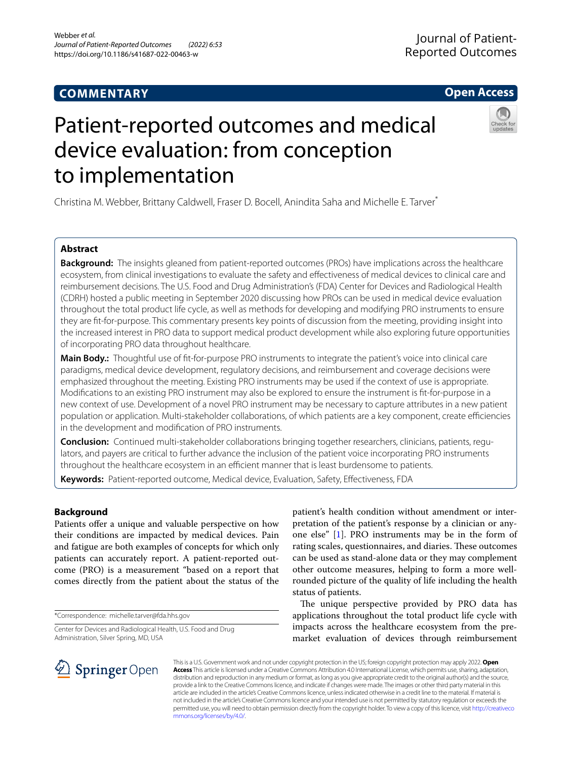**COMMENTARY** **Open Access**

# Patient-reported outcomes and medical device evaluation: from conception to implementation

Christina M. Webber, Brittany Caldwell, Fraser D. Bocell, Anindita Saha and Michelle E. Tarver*

## Abstract

**Background:** The insights gleaned from patient-reported outcomes (PROs) have implications across the healthcare ecosystem, from clinical investigations to evaluate the safety and effectiveness of medical devices to clinical care and reimbursement decisions. The U.S. Food and Drug Administration's (FDA) Center for Devices and Radiological Health (CDRH) hosted a public meeting in September 2020 discussing how PROs can be used in medical device evaluation throughout the total product life cycle, as well as methods for developing and modifying PRO instruments to ensure they are fit-for-purpose. This commentary presents key points of discussion from the meeting, providing insight into the increased interest in PRO data to support medical product development while also exploring future opportunities of incorporating PRO data throughout healthcare.

**Main Body.:** Thoughtful use of fit-for-purpose PRO instruments to integrate the patient's voice into clinical care paradigms, medical device development, regulatory decisions, and reimbursement and coverage decisions were emphasized throughout the meeting. Existing PRO instruments may be used if the context of use is appropriate. Modifications to an existing PRO instrument may also be explored to ensure the instrument is fit-for-purpose in a new context of use. Development of a novel PRO instrument may be necessary to capture attributes in a new patient population or application. Multi-stakeholder collaborations, of which patients are a key component, create efficiencies in the development and modification of PRO instruments.

**Conclusion:** Continued multi-stakeholder collaborations bringing together researchers, clinicians, patients, regulators, and payers are critical to further advance the inclusion of the patient voice incorporating PRO instruments throughout the healthcare ecosystem in an efficient manner that is least burdensome to patients.

**Keywords:** Patient-reported outcome, Medical device, Evaluation, Safety, Effectiveness, FDA

## Background

Patients offer a unique and valuable perspective on how their conditions are impacted by medical devices. Pain and fatigue are both examples of concepts for which only patients can accurately report. A patient-reported outcome (PRO) is a measurement "based on a report that comes directly from the patient about the status of the patient's health condition without amendment or interpretation of the patient's response by a clinician or anyone else" [1]. PRO instruments may be in the form of rating scales, questionnaires, and diaries. These outcomes can be used as stand-alone data or they may complement other outcome measures, helping to form a more well-rounded picture of the quality of life including the health status of patients.

The unique perspective provided by PRO data has applications throughout the total product life cycle with impacts across the healthcare ecosystem from the premarket evaluation of devices through reimbursement

*Correspondence: michelle.tarver@fda.hhs.gov

Center for Devices and Radiological Health, U.S. Food and Drug Administration, Silver Spring, MD, USA

This is a U.S. Government work and not under copyright protection in the US; foreign copyright protection may apply 2022. **Open Access** This article is licensed under a Creative Commons Attribution 4.0 International License, which permits use, sharing, adaptation, distribution and reproduction in any medium or format, as long as you give appropriate credit to the original author(s) and the source, provide a link to the Creative Commons licence, and indicate if changes were made. The images or other third party material in this article are included in the article's Creative Commons licence, unless indicated otherwise in a credit line to the material. If material is not included in the article's Creative Commons licence and your intended use is not permitted by statutory regulation or exceeds the permitted use, you will need to obtain permission directly from the copyright holder. To view a copy of this licence, visit http://creativecommons.org/licenses/by/4.0/.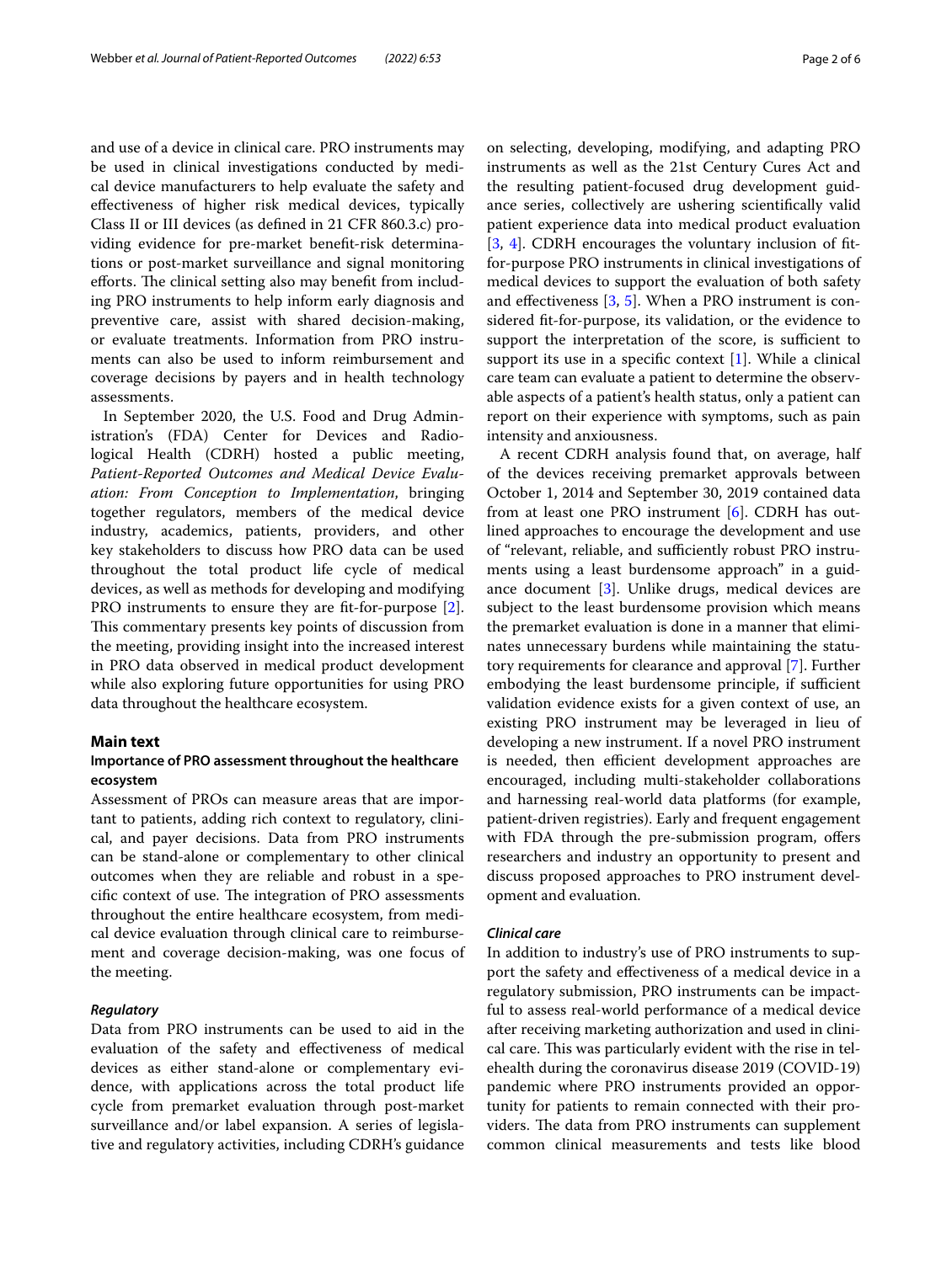and use of a device in clinical care. PRO instruments may be used in clinical investigations conducted by medical device manufacturers to help evaluate the safety and effectiveness of higher risk medical devices, typically Class II or III devices (as defined in 21 CFR 860.3.c) providing evidence for pre-market benefit-risk determinations or post-market surveillance and signal monitoring efforts. The clinical setting also may benefit from including PRO instruments to help inform early diagnosis and preventive care, assist with shared decision-making, or evaluate treatments. Information from PRO instruments can also be used to inform reimbursement and coverage decisions by payers and in health technology assessments.

In September 2020, the U.S. Food and Drug Administration's (FDA) Center for Devices and Radiological Health (CDRH) hosted a public meeting, *Patient-Reported Outcomes and Medical Device Evaluation: From Conception to Implementation*, bringing together regulators, members of the medical device industry, academics, patients, providers, and other key stakeholders to discuss how PRO data can be used throughout the total product life cycle of medical devices, as well as methods for developing and modifying PRO instruments to ensure they are fit-for-purpose [2]. This commentary presents key points of discussion from the meeting, providing insight into the increased interest in PRO data observed in medical product development while also exploring future opportunities for using PRO data throughout the healthcare ecosystem.

## Main text

### Importance of PRO assessment throughout the healthcare ecosystem

Assessment of PROs can measure areas that are important to patients, adding rich context to regulatory, clinical, and payer decisions. Data from PRO instruments can be stand-alone or complementary to other clinical outcomes when they are reliable and robust in a specific context of use. The integration of PRO assessments throughout the entire healthcare ecosystem, from medical device evaluation through clinical care to reimbursement and coverage decision-making, was one focus of the meeting.

#### *Regulatory*

Data from PRO instruments can be used to aid in the evaluation of the safety and effectiveness of medical devices as either stand-alone or complementary evidence, with applications across the total product life cycle from premarket evaluation through post-market surveillance and/or label expansion. A series of legislative and regulatory activities, including CDRH's guidance on selecting, developing, modifying, and adapting PRO instruments as well as the 21st Century Cures Act and the resulting patient-focused drug development guidance series, collectively are ushering scientifically valid patient experience data into medical product evaluation [3, 4]. CDRH encourages the voluntary inclusion of fit-for-purpose PRO instruments in clinical investigations of medical devices to support the evaluation of both safety and effectiveness [3, 5]. When a PRO instrument is considered fit-for-purpose, its validation, or the evidence to support the interpretation of the score, is sufficient to support its use in a specific context [1]. While a clinical care team can evaluate a patient to determine the observable aspects of a patient's health status, only a patient can report on their experience with symptoms, such as pain intensity and anxiousness.

A recent CDRH analysis found that, on average, half of the devices receiving premarket approvals between October 1, 2014 and September 30, 2019 contained data from at least one PRO instrument [6]. CDRH has outlined approaches to encourage the development and use of "relevant, reliable, and sufficiently robust PRO instruments using a least burdensome approach" in a guidance document [3]. Unlike drugs, medical devices are subject to the least burdensome provision which means the premarket evaluation is done in a manner that eliminates unnecessary burdens while maintaining the statutory requirements for clearance and approval [7]. Further embodying the least burdensome principle, if sufficient validation evidence exists for a given context of use, an existing PRO instrument may be leveraged in lieu of developing a new instrument. If a novel PRO instrument is needed, then efficient development approaches are encouraged, including multi-stakeholder collaborations and harnessing real-world data platforms (for example, patient-driven registries). Early and frequent engagement with FDA through the pre-submission program, offers researchers and industry an opportunity to present and discuss proposed approaches to PRO instrument development and evaluation.

#### *Clinical care*

In addition to industry's use of PRO instruments to support the safety and effectiveness of a medical device in a regulatory submission, PRO instruments can be impactful to assess real-world performance of a medical device after receiving marketing authorization and used in clinical care. This was particularly evident with the rise in telehealth during the coronavirus disease 2019 (COVID-19) pandemic where PRO instruments provided an opportunity for patients to remain connected with their providers. The data from PRO instruments can supplement common clinical measurements and tests like blood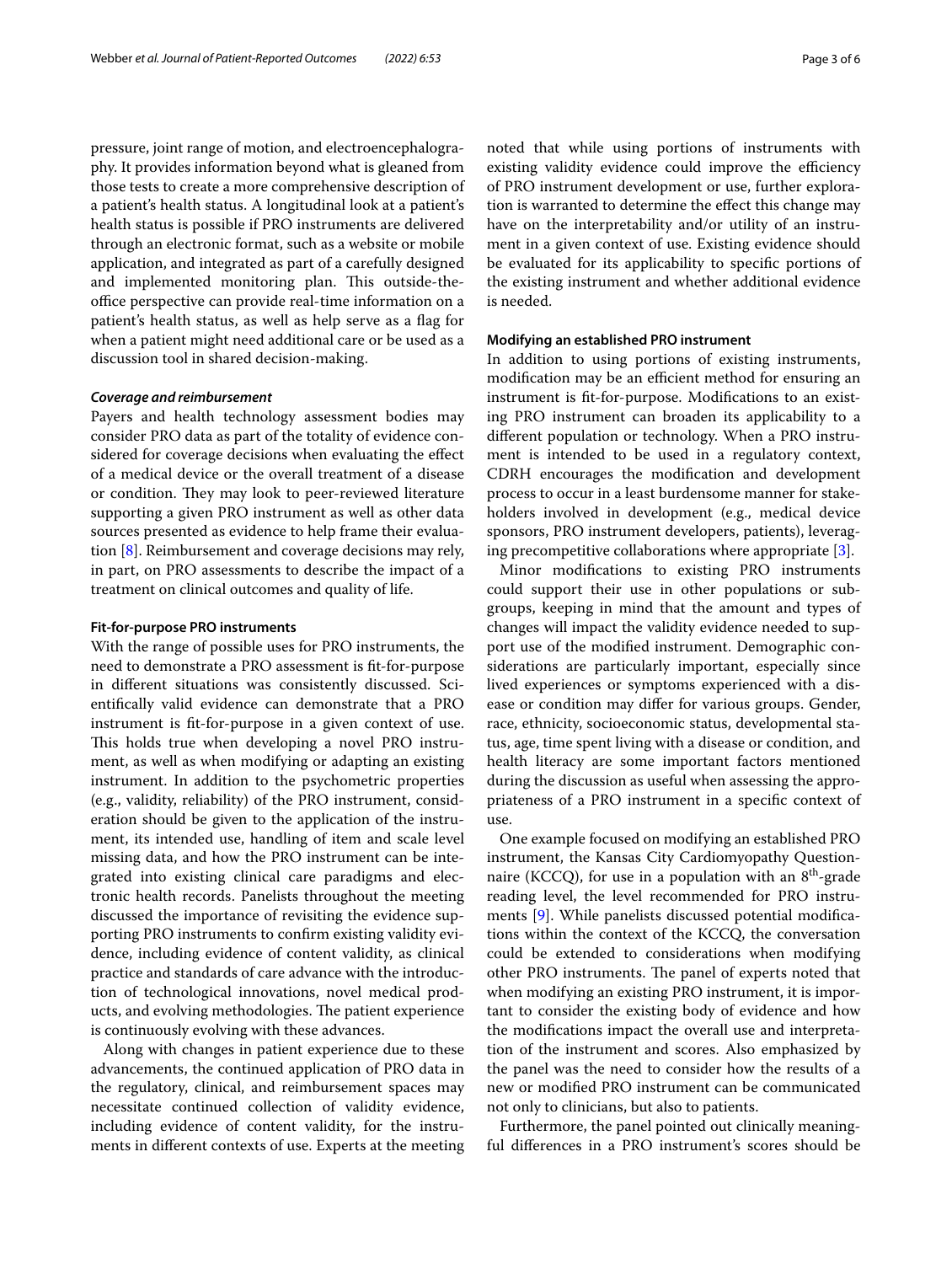pressure, joint range of motion, and electroencephalography. It provides information beyond what is gleaned from those tests to create a more comprehensive description of a patient's health status. A longitudinal look at a patient's health status is possible if PRO instruments are delivered through an electronic format, such as a website or mobile application, and integrated as part of a carefully designed and implemented monitoring plan. This outside-the-office perspective can provide real-time information on a patient's health status, as well as help serve as a flag for when a patient might need additional care or be used as a discussion tool in shared decision-making.

#### *Coverage and reimbursement*

Payers and health technology assessment bodies may consider PRO data as part of the totality of evidence considered for coverage decisions when evaluating the effect of a medical device or the overall treatment of a disease or condition. They may look to peer-reviewed literature supporting a given PRO instrument as well as other data sources presented as evidence to help frame their evaluation [8]. Reimbursement and coverage decisions may rely, in part, on PRO assessments to describe the impact of a treatment on clinical outcomes and quality of life.

### Fit-for-purpose PRO instruments

With the range of possible uses for PRO instruments, the need to demonstrate a PRO assessment is fit-for-purpose in different situations was consistently discussed. Scientifically valid evidence can demonstrate that a PRO instrument is fit-for-purpose in a given context of use. This holds true when developing a novel PRO instrument, as well as when modifying or adapting an existing instrument. In addition to the psychometric properties (e.g., validity, reliability) of the PRO instrument, consideration should be given to the application of the instrument, its intended use, handling of item and scale level missing data, and how the PRO instrument can be integrated into existing clinical care paradigms and electronic health records. Panelists throughout the meeting discussed the importance of revisiting the evidence supporting PRO instruments to confirm existing validity evidence, including evidence of content validity, as clinical practice and standards of care advance with the introduction of technological innovations, novel medical products, and evolving methodologies. The patient experience is continuously evolving with these advances.

Along with changes in patient experience due to these advancements, the continued application of PRO data in the regulatory, clinical, and reimbursement spaces may necessitate continued collection of validity evidence, including evidence of content validity, for the instruments in different contexts of use. Experts at the meeting noted that while using portions of instruments with existing validity evidence could improve the efficiency of PRO instrument development or use, further exploration is warranted to determine the effect this change may have on the interpretability and/or utility of an instrument in a given context of use. Existing evidence should be evaluated for its applicability to specific portions of the existing instrument and whether additional evidence is needed.

### Modifying an established PRO instrument

In addition to using portions of existing instruments, modification may be an efficient method for ensuring an instrument is fit-for-purpose. Modifications to an existing PRO instrument can broaden its applicability to a different population or technology. When a PRO instrument is intended to be used in a regulatory context, CDRH encourages the modification and development process to occur in a least burdensome manner for stakeholders involved in development (e.g., medical device sponsors, PRO instrument developers, patients), leveraging precompetitive collaborations where appropriate [3].

Minor modifications to existing PRO instruments could support their use in other populations or subgroups, keeping in mind that the amount and types of changes will impact the validity evidence needed to support use of the modified instrument. Demographic considerations are particularly important, especially since lived experiences or symptoms experienced with a disease or condition may differ for various groups. Gender, race, ethnicity, socioeconomic status, developmental status, age, time spent living with a disease or condition, and health literacy are some important factors mentioned during the discussion as useful when assessing the appropriateness of a PRO instrument in a specific context of use.

One example focused on modifying an established PRO instrument, the Kansas City Cardiomyopathy Questionnaire (KCCQ), for use in a population with an $8^{th}$-grade reading level, the level recommended for PRO instruments [9]. While panelists discussed potential modifications within the context of the KCCQ, the conversation could be extended to considerations when modifying other PRO instruments. The panel of experts noted that when modifying an existing PRO instrument, it is important to consider the existing body of evidence and how the modifications impact the overall use and interpretation of the instrument and scores. Also emphasized by the panel was the need to consider how the results of a new or modified PRO instrument can be communicated not only to clinicians, but also to patients.

Furthermore, the panel pointed out clinically meaningful differences in a PRO instrument's scores should be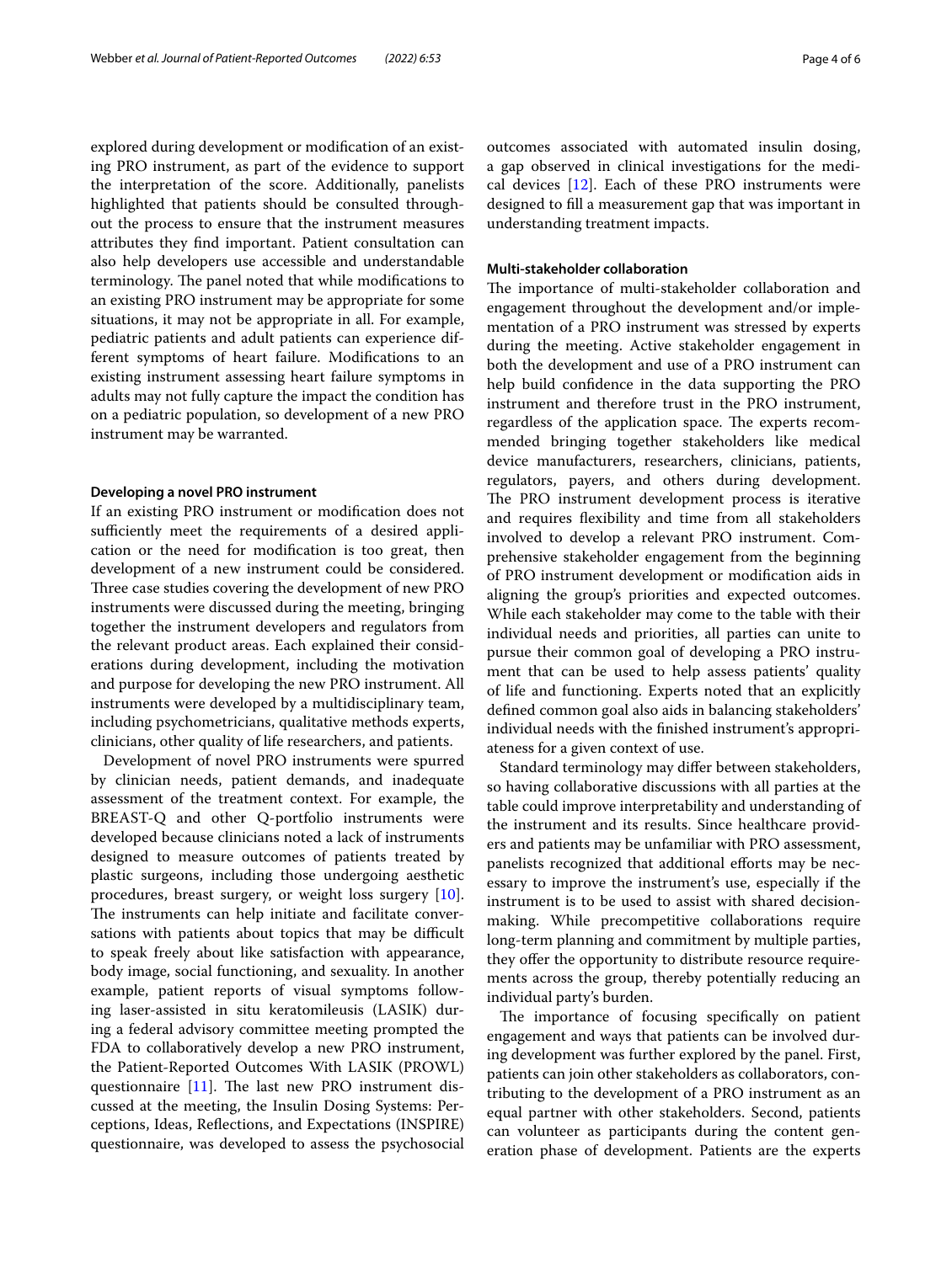explored during development or modification of an existing PRO instrument, as part of the evidence to support the interpretation of the score. Additionally, panelists highlighted that patients should be consulted throughout the process to ensure that the instrument measures attributes they find important. Patient consultation can also help developers use accessible and understandable terminology. The panel noted that while modifications to an existing PRO instrument may be appropriate for some situations, it may not be appropriate in all. For example, pediatric patients and adult patients can experience different symptoms of heart failure. Modifications to an existing instrument assessing heart failure symptoms in adults may not fully capture the impact the condition has on a pediatric population, so development of a new PRO instrument may be warranted.

#### Developing a novel PRO instrument

If an existing PRO instrument or modification does not sufficiently meet the requirements of a desired application or the need for modification is too great, then development of a new instrument could be considered. Three case studies covering the development of new PRO instruments were discussed during the meeting, bringing together the instrument developers and regulators from the relevant product areas. Each explained their considerations during development, including the motivation and purpose for developing the new PRO instrument. All instruments were developed by a multidisciplinary team, including psychometricians, qualitative methods experts, clinicians, other quality of life researchers, and patients.

Development of novel PRO instruments were spurred by clinician needs, patient demands, and inadequate assessment of the treatment context. For example, the BREAST-Q and other Q-portfolio instruments were developed because clinicians noted a lack of instruments designed to measure outcomes of patients treated by plastic surgeons, including those undergoing aesthetic procedures, breast surgery, or weight loss surgery [10]. The instruments can help initiate and facilitate conversations with patients about topics that may be difficult to speak freely about like satisfaction with appearance, body image, social functioning, and sexuality. In another example, patient reports of visual symptoms following laser-assisted in situ keratomileusis (LASIK) during a federal advisory committee meeting prompted the FDA to collaboratively develop a new PRO instrument, the Patient-Reported Outcomes With LASIK (PROWL) questionnaire [11]. The last new PRO instrument discussed at the meeting, the Insulin Dosing Systems: Perceptions, Ideas, Reflections, and Expectations (INSPIRE) questionnaire, was developed to assess the psychosocial outcomes associated with automated insulin dosing, a gap observed in clinical investigations for the medical devices [12]. Each of these PRO instruments were designed to fill a measurement gap that was important in understanding treatment impacts.

#### Multi-stakeholder collaboration

The importance of multi-stakeholder collaboration and engagement throughout the development and/or implementation of a PRO instrument was stressed by experts during the meeting. Active stakeholder engagement in both the development and use of a PRO instrument can help build confidence in the data supporting the PRO instrument and therefore trust in the PRO instrument, regardless of the application space. The experts recommended bringing together stakeholders like medical device manufacturers, researchers, clinicians, patients, regulators, payers, and others during development. The PRO instrument development process is iterative and requires flexibility and time from all stakeholders involved to develop a relevant PRO instrument. Comprehensive stakeholder engagement from the beginning of PRO instrument development or modification aids in aligning the group's priorities and expected outcomes. While each stakeholder may come to the table with their individual needs and priorities, all parties can unite to pursue their common goal of developing a PRO instrument that can be used to help assess patients' quality of life and functioning. Experts noted that an explicitly defined common goal also aids in balancing stakeholders' individual needs with the finished instrument's appropriateness for a given context of use.

Standard terminology may differ between stakeholders, so having collaborative discussions with all parties at the table could improve interpretability and understanding of the instrument and its results. Since healthcare providers and patients may be unfamiliar with PRO assessment, panelists recognized that additional efforts may be necessary to improve the instrument's use, especially if the instrument is to be used to assist with shared decision-making. While precompetitive collaborations require long-term planning and commitment by multiple parties, they offer the opportunity to distribute resource requirements across the group, thereby potentially reducing an individual party's burden.

The importance of focusing specifically on patient engagement and ways that patients can be involved during development was further explored by the panel. First, patients can join other stakeholders as collaborators, contributing to the development of a PRO instrument as an equal partner with other stakeholders. Second, patients can volunteer as participants during the content generation phase of development. Patients are the experts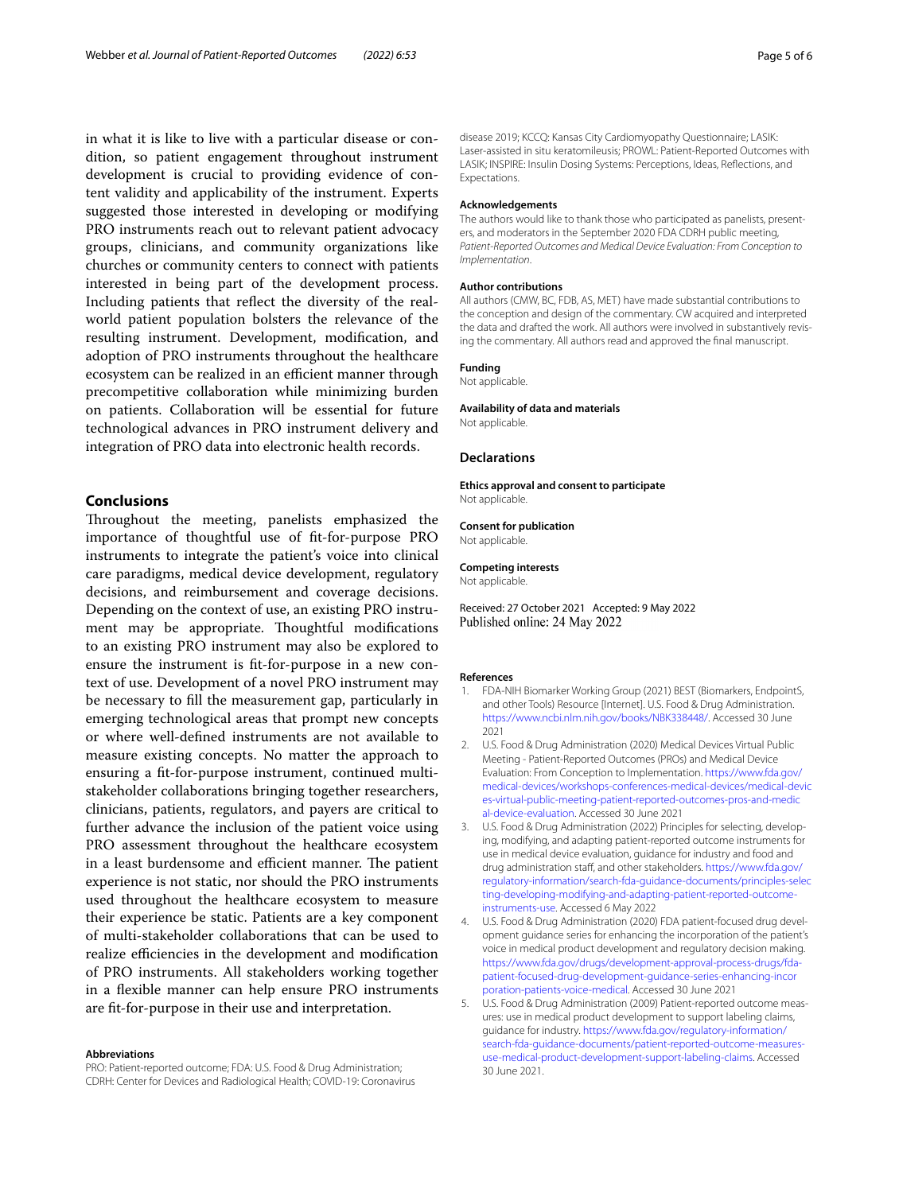in what it is like to live with a particular disease or condition, so patient engagement throughout instrument development is crucial to providing evidence of content validity and applicability of the instrument. Experts suggested those interested in developing or modifying PRO instruments reach out to relevant patient advocacy groups, clinicians, and community organizations like churches or community centers to connect with patients interested in being part of the development process. Including patients that reflect the diversity of the real-world patient population bolsters the relevance of the resulting instrument. Development, modification, and adoption of PRO instruments throughout the healthcare ecosystem can be realized in an efficient manner through precompetitive collaboration while minimizing burden on patients. Collaboration will be essential for future technological advances in PRO instrument delivery and integration of PRO data into electronic health records.

## Conclusions

Throughout the meeting, panelists emphasized the importance of thoughtful use of fit-for-purpose PRO instruments to integrate the patient's voice into clinical care paradigms, medical device development, regulatory decisions, and reimbursement and coverage decisions. Depending on the context of use, an existing PRO instrument may be appropriate. Thoughtful modifications to an existing PRO instrument may also be explored to ensure the instrument is fit-for-purpose in a new context of use. Development of a novel PRO instrument may be necessary to fill the measurement gap, particularly in emerging technological areas that prompt new concepts or where well-defined instruments are not available to measure existing concepts. No matter the approach to ensuring a fit-for-purpose instrument, continued multi-stakeholder collaborations bringing together researchers, clinicians, patients, regulators, and payers are critical to further advance the inclusion of the patient voice using PRO assessment throughout the healthcare ecosystem in a least burdensome and efficient manner. The patient experience is not static, nor should the PRO instruments used throughout the healthcare ecosystem to measure their experience be static. Patients are a key component of multi-stakeholder collaborations that can be used to realize efficiencies in the development and modification of PRO instruments. All stakeholders working together in a flexible manner can help ensure PRO instruments are fit-for-purpose in their use and interpretation.

#### Abbreviations

PRO: Patient-reported outcome; FDA: U.S. Food & Drug Administration; CDRH: Center for Devices and Radiological Health; COVID-19: Coronavirus disease 2019; KCCQ: Kansas City Cardiomyopathy Questionnaire; LASIK: Laser-assisted in situ keratomileusis; PROWL: Patient-Reported Outcomes with LASIK; INSPIRE: Insulin Dosing Systems: Perceptions, Ideas, Reflections, and Expectations.

#### Acknowledgements

The authors would like to thank those who participated as panelists, presenters, and moderators in the September 2020 FDA CDRH public meeting, *Patient-Reported Outcomes and Medical Device Evaluation: From Conception to Implementation*.

#### Author contributions

All authors (CMW, BC, FDB, AS, MET) have made substantial contributions to the conception and design of the commentary. CW acquired and interpreted the data and drafted the work. All authors were involved in substantively revising the commentary. All authors read and approved the final manuscript.

#### Funding

Not applicable.

#### Availability of data and materials

Not applicable.

### Declarations

#### Ethics approval and consent to participate

Not applicable.

#### Consent for publication

Not applicable.

#### Competing interests

Not applicable.

Received: 27 October 2021 Accepted: 9 May 2022
Published online: 24 May 2022

#### References

1. FDA-NIH Biomarker Working Group (2021) BEST (Biomarkers, EndpointS, and other Tools) Resource [Internet]. U.S. Food & Drug Administration. https://www.ncbi.nlm.nih.gov/books/NBK338448/. Accessed 30 June 2021
2. U.S. Food & Drug Administration (2020) Medical Devices Virtual Public Meeting - Patient-Reported Outcomes (PROs) and Medical Device Evaluation: From Conception to Implementation. https://www.fda.gov/medical-devices/workshops-conferences-medical-devices/medical-devices-virtual-public-meeting-patient-reported-outcomes-pros-and-medical-device-evaluation. Accessed 30 June 2021
3. U.S. Food & Drug Administration (2022) Principles for selecting, developing, modifying, and adapting patient-reported outcome instruments for use in medical device evaluation, guidance for industry and food and drug administration staff, and other stakeholders. https://www.fda.gov/regulatory-information/search-fda-guidance-documents/principles-selecting-developing-modifying-and-adapting-patient-reported-outcome-instruments-use. Accessed 6 May 2022
4. U.S. Food & Drug Administration (2020) FDA patient-focused drug development guidance series for enhancing the incorporation of the patient's voice in medical product development and regulatory decision making. https://www.fda.gov/drugs/development-approval-process-drugs/fda-patient-focused-drug-development-guidance-series-enhancing-incorporation-patients-voice-medical. Accessed 30 June 2021
5. U.S. Food & Drug Administration (2009) Patient-reported outcome measures: use in medical product development to support labeling claims, guidance for industry. https://www.fda.gov/regulatory-information/search-fda-guidance-documents/patient-reported-outcome-measures-use-medical-product-development-support-labeling-claims. Accessed 30 June 2021.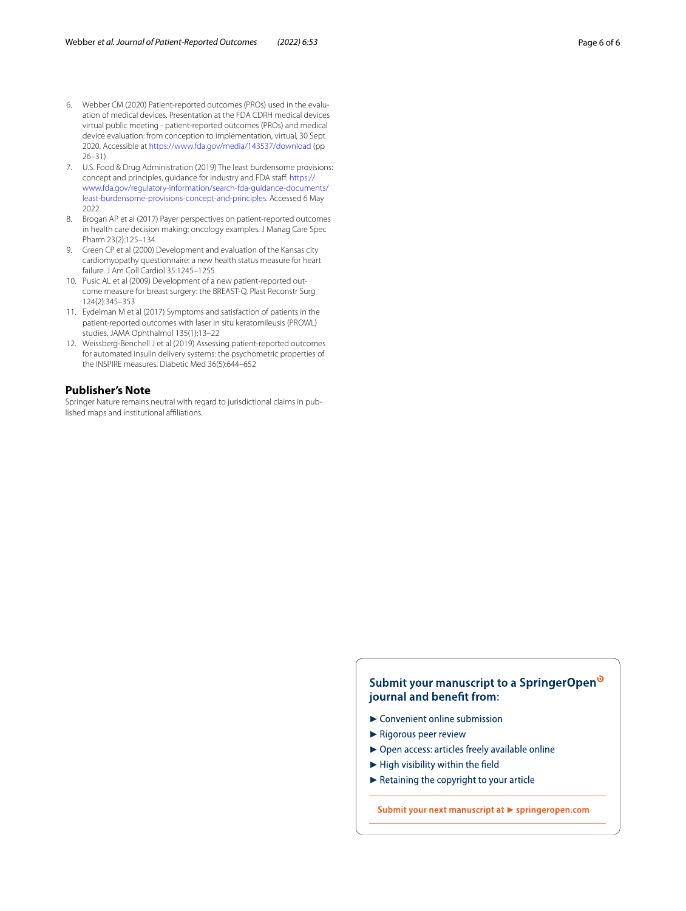6. Webber CM (2020) Patient-reported outcomes (PROs) used in the evaluation of medical devices. Presentation at the FDA CDRH medical devices virtual public meeting - patient-reported outcomes (PROs) and medical device evaluation: from conception to implementation, virtual, 30 Sept 2020. Accessible at https://www.fda.gov/media/143537/download (pp 26–31)
7. U.S. Food & Drug Administration (2019) The least burdensome provisions: concept and principles, guidance for industry and FDA staff. https://www.fda.gov/regulatory-information/search-fda-guidance-documents/least-burdensome-provisions-concept-and-principles. Accessed 6 May 2022
8. Brogan AP et al (2017) Payer perspectives on patient-reported outcomes in health care decision making: oncology examples. J Manag Care Spec Pharm 23(2):125–134
9. Green CP et al (2000) Development and evaluation of the Kansas city cardiomyopathy questionnaire: a new health status measure for heart failure. J Am Coll Cardiol 35:1245–1255
10. Pusic AL et al (2009) Development of a new patient-reported outcome measure for breast surgery: the BREAST-Q. Plast Reconstr Surg 124(2):345–353
11. Eydelman M et al (2017) Symptoms and satisfaction of patients in the patient-reported outcomes with laser in situ keratomileusis (PROWL) studies. JAMA Ophthalmol 135(1):13–22
12. Weissberg-Benchell J et al (2019) Assessing patient-reported outcomes for automated insulin delivery systems: the psychometric properties of the INSPIRE measures. Diabetic Med 36(5):644–652

## Publisher's Note

Springer Nature remains neutral with regard to jurisdictional claims in published maps and institutional affiliations.

**Submit your manuscript to a SpringerOpen journal and benefit from:**

- ► Convenient online submission
- ► Rigorous peer review
- ► Open access: articles freely available online
- ► High visibility within the field
- ► Retaining the copyright to your article

**Submit your next manuscript at ► springeropen.com**